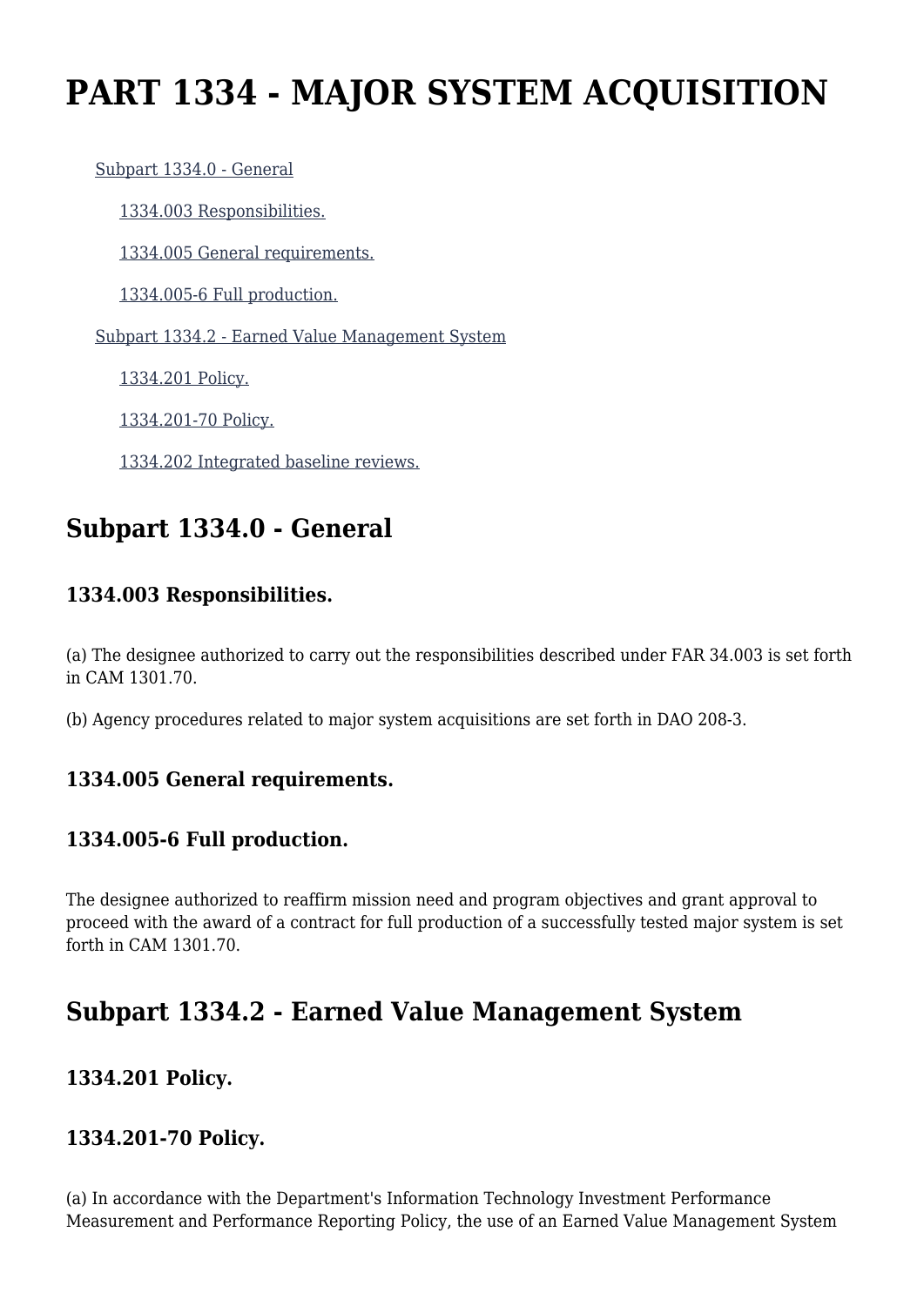# PART 1334 - MAJOR SYSTEM ACQUISITION

Subpart 1334.0 - General

1334.003 Responsibilities.

1334.005 General requirements.

1334.005-6 Full production.

Subpart 1334.2 - Earned Value Management System

1334.201 Policy.

1334.201-70 Policy.

1334.202 Integrated baseline reviews.

## Subpart 1334.0 - General

### 1334.003 Responsibilities.

(a) The designee authorized to carry out the responsibilities described under FAR 34.003 is set forth in CAM 1301.70.

(b) Agency procedures related to major system acquisitions are set forth in DAO 208-3.

### 1334.005 General requirements.

### 1334.005-6 Full production.

The designee authorized to reaffirm mission need and program objectives and grant approval to proceed with the award of a contract for full production of a successfully tested major system is set forth in CAM 1301.70.

## Subpart 1334.2 - Earned Value Management System

### 1334.201 Policy.

### 1334.201-70 Policy.

(a) In accordance with the Department's Information Technology Investment Performance Measurement and Performance Reporting Policy, the use of an Earned Value Management System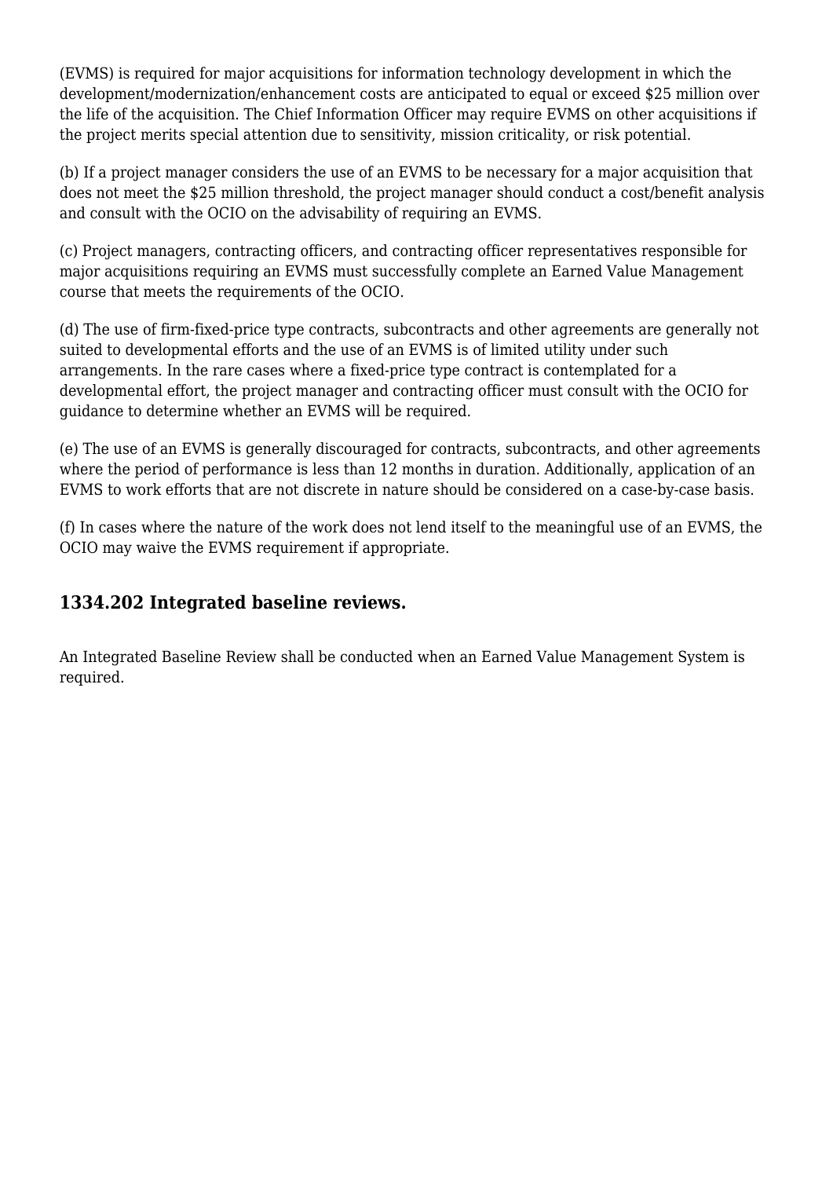(EVMS) is required for major acquisitions for information technology development in which the development/modernization/enhancement costs are anticipated to equal or exceed $25 million over the life of the acquisition. The Chief Information Officer may require EVMS on other acquisitions if the project merits special attention due to sensitivity, mission criticality, or risk potential.

(b) If a project manager considers the use of an EVMS to be necessary for a major acquisition that does not meet the $25 million threshold, the project manager should conduct a cost/benefit analysis and consult with the OCIO on the advisability of requiring an EVMS.

(c) Project managers, contracting officers, and contracting officer representatives responsible for major acquisitions requiring an EVMS must successfully complete an Earned Value Management course that meets the requirements of the OCIO.

(d) The use of firm-fixed-price type contracts, subcontracts and other agreements are generally not suited to developmental efforts and the use of an EVMS is of limited utility under such arrangements. In the rare cases where a fixed-price type contract is contemplated for a developmental effort, the project manager and contracting officer must consult with the OCIO for guidance to determine whether an EVMS will be required.

(e) The use of an EVMS is generally discouraged for contracts, subcontracts, and other agreements where the period of performance is less than 12 months in duration. Additionally, application of an EVMS to work efforts that are not discrete in nature should be considered on a case-by-case basis.

(f) In cases where the nature of the work does not lend itself to the meaningful use of an EVMS, the OCIO may waive the EVMS requirement if appropriate.

## 1334.202 Integrated baseline reviews.

An Integrated Baseline Review shall be conducted when an Earned Value Management System is required.